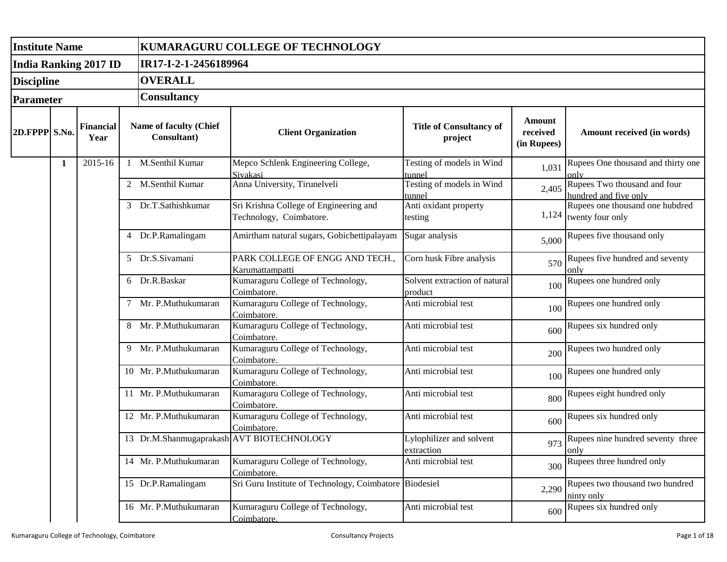| Institute Name | | | KUMARAGURU COLLEGE OF TECHNOLOGY | | | | |
|---|---|---|---|---|---|---|---|
| India Ranking 2017 ID | | | IR17-I-2-1-2456189964 | | | | |
| Discipline | | | OVERALL | | | | |
| Parameter | | | Consultancy | | | | |
| 2D.FPPP | S.No. | Financial Year | Name of faculty (Chief Consultant) | Client Organization | Title of Consultancy of project | Amount received (in Rupees) | Amount received (in words) |
| | 1 | 2015-16 | 1 M.Senthil Kumar | Mepco Schlenk Engineering College, Sivakasi | Testing of models in Wind tunnel | 1,031 | Rupees One thousand and thirty one only |
| | | | 2 M.Senthil Kumar | Anna University, Tirunelveli | Testing of models in Wind tunnel | 2,405 | Rupees Two thousand and four hundred and five only |
| | | | 3 Dr.T.Sathishkumar | Sri Krishna College of Engineering and Technology, Coimbatore. | Anti oxidant property testing | 1,124 | Rupees one thousand one hubdred twenty four only |
| | | | 4 Dr.P.Ramalingam | Amirtham natural sugars, Gobichettipalayam | Sugar analysis | 5,000 | Rupees five thousand only |
| | | | 5 Dr.S.Sivamani | PARK COLLEGE OF ENGG AND TECH., Karumattampatti | Corn husk Fibre analysis | 570 | Rupees five hundred and seventy only |
| | | | 6 Dr.R.Baskar | Kumaraguru College of Technology, Coimbatore. | Solvent extraction of natural product | 100 | Rupees one hundred only |
| | | | 7 Mr. P.Muthukumaran | Kumaraguru College of Technology, Coimbatore. | Anti microbial test | 100 | Rupees one hundred only |
| | | | 8 Mr. P.Muthukumaran | Kumaraguru College of Technology, Coimbatore. | Anti microbial test | 600 | Rupees six hundred only |
| | | | 9 Mr. P.Muthukumaran | Kumaraguru College of Technology, Coimbatore. | Anti microbial test | 200 | Rupees two hundred only |
| | | | 10 Mr. P.Muthukumaran | Kumaraguru College of Technology, Coimbatore. | Anti microbial test | 100 | Rupees one hundred only |
| | | | 11 Mr. P.Muthukumaran | Kumaraguru College of Technology, Coimbatore. | Anti microbial test | 800 | Rupees eight hundred only |
| | | | 12 Mr. P.Muthukumaran | Kumaraguru College of Technology, Coimbatore. | Anti microbial test | 600 | Rupees six hundred only |
| | | | 13 Dr.M.Shanmugaprakash | AVT BIOTECHNOLOGY | Lylophilizer and solvent extraction | 973 | Rupees nine hundred seventy three only |
| | | | 14 Mr. P.Muthukumaran | Kumaraguru College of Technology, Coimbatore. | Anti microbial test | 300 | Rupees three hundred only |
| | | | 15 Dr.P.Ramalingam | Sri Guru Institute of Technology, Coimbatore | Biodesiel | 2,290 | Rupees two thousand two hundred ninty only |
| | | | 16 Mr. P.Muthukumaran | Kumaraguru College of Technology, Coimbatore. | Anti microbial test | 600 | Rupees six hundred only |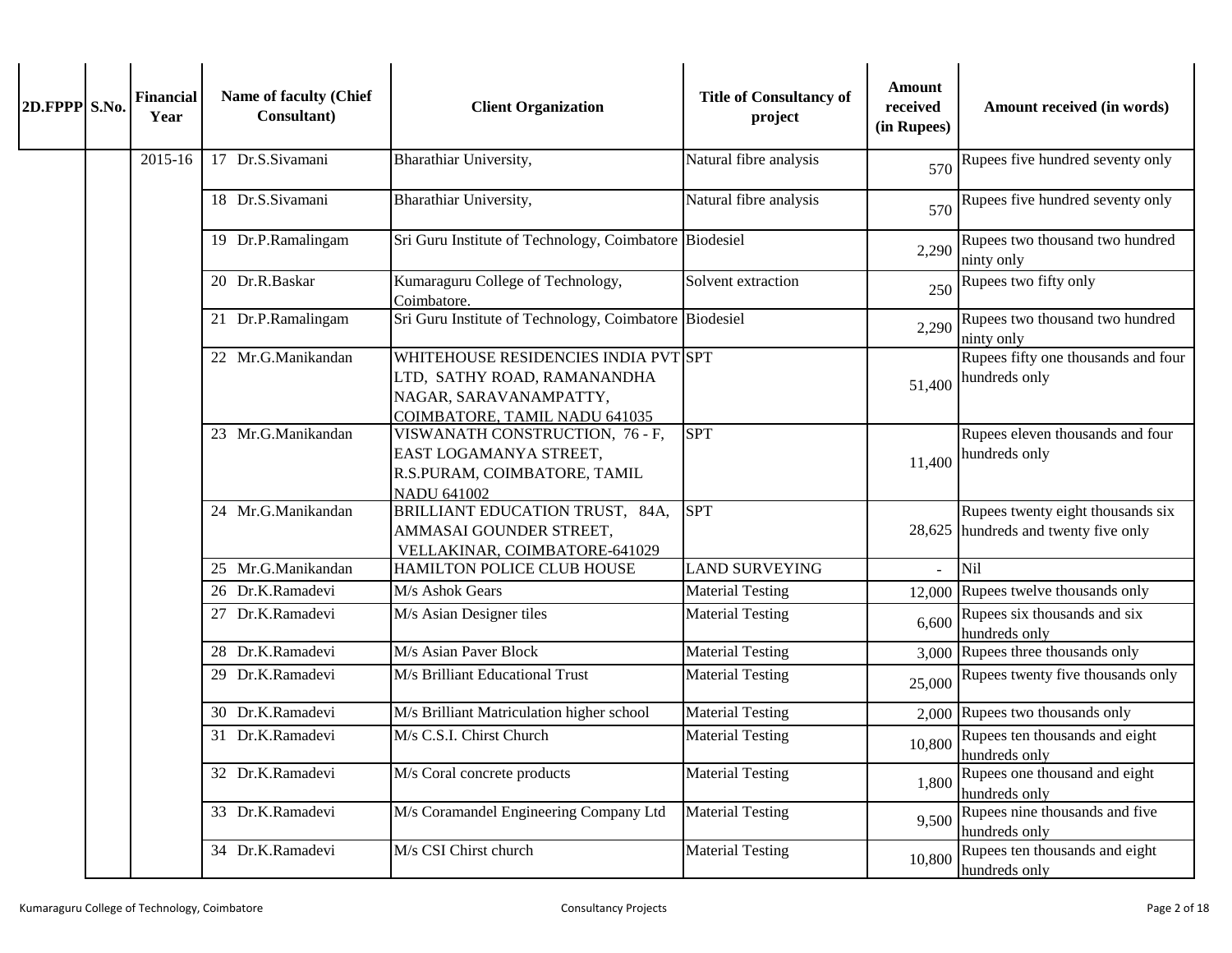| 2D.FPPP | S.No. | Financial Year | Name of faculty (Chief Consultant) | Client Organization | Title of Consultancy of project | Amount received (in Rupees) | Amount received (in words) |
|---|---|---|---|---|---|---|---|
| | | 2015-16 | 17 Dr.S.Sivamani | Bharathiar University, | Natural fibre analysis | 570 | Rupees five hundred seventy only |
| | | | 18 Dr.S.Sivamani | Bharathiar University, | Natural fibre analysis | 570 | Rupees five hundred seventy only |
| | | | 19 Dr.P.Ramalingam | Sri Guru Institute of Technology, Coimbatore | Biodesiel | 2,290 | Rupees two thousand two hundred ninty only |
| | | | 20 Dr.R.Baskar | Kumaraguru College of Technology, Coimbatore. | Solvent extraction | 250 | Rupees two fifty only |
| | | | 21 Dr.P.Ramalingam | Sri Guru Institute of Technology, Coimbatore | Biodesiel | 2,290 | Rupees two thousand two hundred ninty only |
| | | | 22 Mr.G.Manikandan | WHITEHOUSE RESIDENCIES INDIA PVT LTD, SATHY ROAD, RAMANANDHA NAGAR, SARAVANAMPATTY, COIMBATORE, TAMIL NADU 641035 | SPT | 51,400 | Rupees fifty one thousands and four hundreds only |
| | | | 23 Mr.G.Manikandan | VISWANATH CONSTRUCTION, 76 - F, EAST LOGAMANYA STREET, R.S.PURAM, COIMBATORE, TAMIL NADU 641002 | SPT | 11,400 | Rupees eleven thousands and four hundreds only |
| | | | 24 Mr.G.Manikandan | BRILLIANT EDUCATION TRUST, 84A, AMMASAI GOUNDER STREET, VELLAKINAR, COIMBATORE-641029 | SPT | 28,625 | Rupees twenty eight thousands six hundreds and twenty five only |
| | | | 25 Mr.G.Manikandan | HAMILTON POLICE CLUB HOUSE | LAND SURVEYING | - | Nil |
| | | | 26 Dr.K.Ramadevi | M/s Ashok Gears | Material Testing | 12,000 | Rupees twelve thousands only |
| | | | 27 Dr.K.Ramadevi | M/s Asian Designer tiles | Material Testing | 6,600 | Rupees six thousands and six hundreds only |
| | | | 28 Dr.K.Ramadevi | M/s Asian Paver Block | Material Testing | 3,000 | Rupees three thousands only |
| | | | 29 Dr.K.Ramadevi | M/s Brilliant Educational Trust | Material Testing | 25,000 | Rupees twenty five thousands only |
| | | | 30 Dr.K.Ramadevi | M/s Brilliant Matriculation higher school | Material Testing | 2,000 | Rupees two thousands only |
| | | | 31 Dr.K.Ramadevi | M/s C.S.I. Chirst Church | Material Testing | 10,800 | Rupees ten thousands and eight hundreds only |
| | | | 32 Dr.K.Ramadevi | M/s Coral concrete products | Material Testing | 1,800 | Rupees one thousand and eight hundreds only |
| | | | 33 Dr.K.Ramadevi | M/s Coramandel Engineering Company Ltd | Material Testing | 9,500 | Rupees nine thousands and five hundreds only |
| | | | 34 Dr.K.Ramadevi | M/s CSI Chirst church | Material Testing | 10,800 | Rupees ten thousands and eight hundreds only |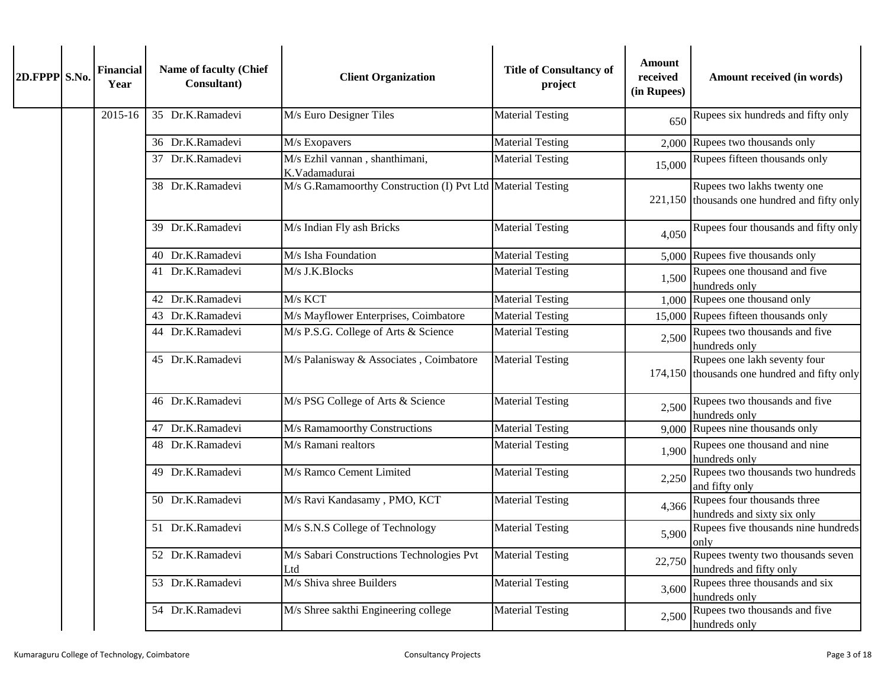| 2D.FPPP | S.No. | Financial Year | Name of faculty (Chief Consultant) | Client Organization | Title of Consultancy of project | Amount received (in Rupees) | Amount received (in words) |
|---|---|---|---|---|---|---|---|
| | | 2015-16 | 35 Dr.K.Ramadevi | M/s Euro Designer Tiles | Material Testing | 650 | Rupees six hundreds and fifty only |
| | | | 36 Dr.K.Ramadevi | M/s Exopavers | Material Testing | 2,000 | Rupees two thousands only |
| | | | 37 Dr.K.Ramadevi | M/s Ezhil vannan , shanthimani, K.Vadamadurai | Material Testing | 15,000 | Rupees fifteen thousands only |
| | | | 38 Dr.K.Ramadevi | M/s G.Ramamoorthy Construction (I) Pvt Ltd | Material Testing | 221,150 | Rupees two lakhs twenty one thousands one hundred and fifty only |
| | | | 39 Dr.K.Ramadevi | M/s Indian Fly ash Bricks | Material Testing | 4,050 | Rupees four thousands and fifty only |
| | | | 40 Dr.K.Ramadevi | M/s Isha Foundation | Material Testing | 5,000 | Rupees five thousands only |
| | | | 41 Dr.K.Ramadevi | M/s J.K.Blocks | Material Testing | 1,500 | Rupees one thousand and five hundreds only |
| | | | 42 Dr.K.Ramadevi | M/s KCT | Material Testing | 1,000 | Rupees one thousand only |
| | | | 43 Dr.K.Ramadevi | M/s Mayflower Enterprises, Coimbatore | Material Testing | 15,000 | Rupees fifteen thousands only |
| | | | 44 Dr.K.Ramadevi | M/s P.S.G. College of Arts & Science | Material Testing | 2,500 | Rupees two thousands and five hundreds only |
| | | | 45 Dr.K.Ramadevi | M/s Palanisway & Associates , Coimbatore | Material Testing | 174,150 | Rupees one lakh seventy four thousands one hundred and fifty only |
| | | | 46 Dr.K.Ramadevi | M/s PSG College of Arts & Science | Material Testing | 2,500 | Rupees two thousands and five hundreds only |
| | | | 47 Dr.K.Ramadevi | M/s Ramamoorthy Constructions | Material Testing | 9,000 | Rupees nine thousands only |
| | | | 48 Dr.K.Ramadevi | M/s Ramani realtors | Material Testing | 1,900 | Rupees one thousand and nine hundreds only |
| | | | 49 Dr.K.Ramadevi | M/s Ramco Cement Limited | Material Testing | 2,250 | Rupees two thousands two hundreds and fifty only |
| | | | 50 Dr.K.Ramadevi | M/s Ravi Kandasamy , PMO, KCT | Material Testing | 4,366 | Rupees four thousands three hundreds and sixty six only |
| | | | 51 Dr.K.Ramadevi | M/s S.N.S College of Technology | Material Testing | 5,900 | Rupees five thousands nine hundreds only |
| | | | 52 Dr.K.Ramadevi | M/s Sabari Constructions Technologies Pvt Ltd | Material Testing | 22,750 | Rupees twenty two thousands seven hundreds and fifty only |
| | | | 53 Dr.K.Ramadevi | M/s Shiva shree Builders | Material Testing | 3,600 | Rupees three thousands and six hundreds only |
| | | | 54 Dr.K.Ramadevi | M/s Shree sakthi Engineering college | Material Testing | 2,500 | Rupees two thousands and five hundreds only |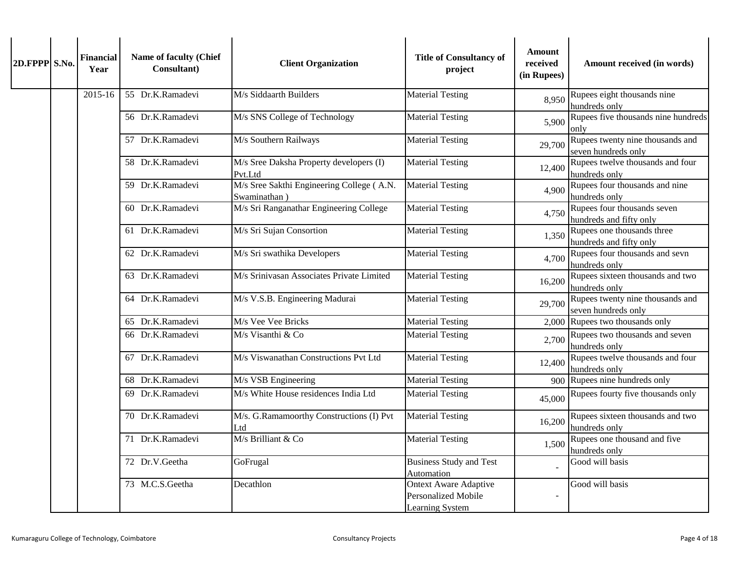| 2D.FPPP | S.No. | Financial Year | Name of faculty (Chief Consultant) | Client Organization | Title of Consultancy of project | Amount received (in Rupees) | Amount received (in words) |
|---|---|---|---|---|---|---|---|
| | | 2015-16 | 55 Dr.K.Ramadevi | M/s Siddaarth Builders | Material Testing | 8,950 | Rupees eight thousands nine hundreds only |
| | | | 56 Dr.K.Ramadevi | M/s SNS College of Technology | Material Testing | 5,900 | Rupees five thousands nine hundreds only |
| | | | 57 Dr.K.Ramadevi | M/s Southern Railways | Material Testing | 29,700 | Rupees twenty nine thousands and seven hundreds only |
| | | | 58 Dr.K.Ramadevi | M/s Sree Daksha Property developers (I) Pvt.Ltd | Material Testing | 12,400 | Rupees twelve thousands and four hundreds only |
| | | | 59 Dr.K.Ramadevi | M/s Sree Sakthi Engineering College ( A.N. Swaminathan ) | Material Testing | 4,900 | Rupees four thousands and nine hundreds only |
| | | | 60 Dr.K.Ramadevi | M/s Sri Ranganathar Engineering College | Material Testing | 4,750 | Rupees four thousands seven hundreds and fifty only |
| | | | 61 Dr.K.Ramadevi | M/s Sri Sujan Consortion | Material Testing | 1,350 | Rupees one thousands three hundreds and fifty only |
| | | | 62 Dr.K.Ramadevi | M/s Sri swathika Developers | Material Testing | 4,700 | Rupees four thousands and sevn hundreds only |
| | | | 63 Dr.K.Ramadevi | M/s Srinivasan Associates Private Limited | Material Testing | 16,200 | Rupees sixteen thousands and two hundreds only |
| | | | 64 Dr.K.Ramadevi | M/s V.S.B. Engineering Madurai | Material Testing | 29,700 | Rupees twenty nine thousands and seven hundreds only |
| | | | 65 Dr.K.Ramadevi | M/s Vee Vee Bricks | Material Testing | 2,000 | Rupees two thousands only |
| | | | 66 Dr.K.Ramadevi | M/s Visanthi & Co | Material Testing | 2,700 | Rupees two thousands and seven hundreds only |
| | | | 67 Dr.K.Ramadevi | M/s Viswanathan Constructions Pvt Ltd | Material Testing | 12,400 | Rupees twelve thousands and four hundreds only |
| | | | 68 Dr.K.Ramadevi | M/s VSB Engineering | Material Testing | 900 | Rupees nine hundreds only |
| | | | 69 Dr.K.Ramadevi | M/s White House residences India Ltd | Material Testing | 45,000 | Rupees fourty five thousands only |
| | | | 70 Dr.K.Ramadevi | M/s. G.Ramamoorthy Constructions (I) Pvt Ltd | Material Testing | 16,200 | Rupees sixteen thousands and two hundreds only |
| | | | 71 Dr.K.Ramadevi | M/s Brilliant & Co | Material Testing | 1,500 | Rupees one thousand and five hundreds only |
| | | | 72 Dr.V.Geetha | GoFrugal | Business Study and Test Automation | - | Good will basis |
| | | | 73 M.C.S.Geetha | Decathlon | Ontext Aware Adaptive Personalized Mobile Learning System | - | Good will basis |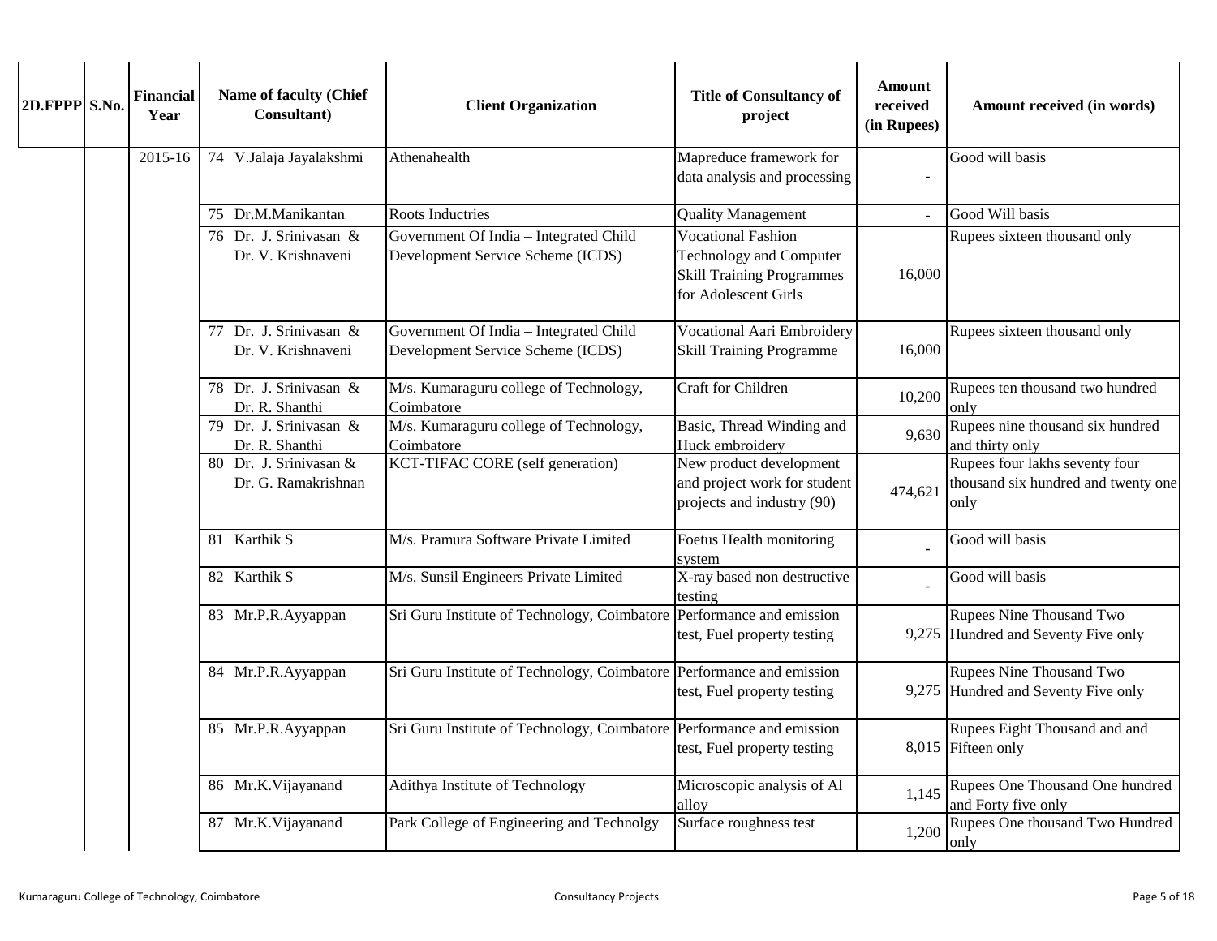| 2D.FPPP | S.No. | Financial Year | Name of faculty (Chief Consultant) | Client Organization | Title of Consultancy of project | Amount received (in Rupees) | Amount received (in words) |
|---|---|---|---|---|---|---|---|
| | | 2015-16 | 74 V.Jalaja Jayalakshmi | Athenahealth | Mapreduce framework for data analysis and processing | - | Good will basis |
| | | | 75 Dr.M.Manikantan | Roots Inductries | Quality Management | - | Good Will basis |
| | | | 76 Dr. J. Srinivasan & Dr. V. Krishnaveni | Government Of India – Integrated Child Development Service Scheme (ICDS) | Vocational Fashion Technology and Computer Skill Training Programmes for Adolescent Girls | 16,000 | Rupees sixteen thousand only |
| | | | 77 Dr. J. Srinivasan & Dr. V. Krishnaveni | Government Of India – Integrated Child Development Service Scheme (ICDS) | Vocational Aari Embroidery Skill Training Programme | 16,000 | Rupees sixteen thousand only |
| | | | 78 Dr. J. Srinivasan & Dr. R. Shanthi | M/s. Kumaraguru college of Technology, Coimbatore | Craft for Children | 10,200 | Rupees ten thousand two hundred only |
| | | | 79 Dr. J. Srinivasan & Dr. R. Shanthi | M/s. Kumaraguru college of Technology, Coimbatore | Basic, Thread Winding and Huck embroidery | 9,630 | Rupees nine thousand six hundred and thirty only |
| | | | 80 Dr. J. Srinivasan & Dr. G. Ramakrishnan | KCT-TIFAC CORE (self generation) | New product development and project work for student projects and industry (90) | 474,621 | Rupees four lakhs seventy four thousand six hundred and twenty one only |
| | | | 81 Karthik S | M/s. Pramura Software Private Limited | Foetus Health monitoring system | - | Good will basis |
| | | | 82 Karthik S | M/s. Sunsil Engineers Private Limited | X-ray based non destructive testing | - | Good will basis |
| | | | 83 Mr.P.R.Ayyappan | Sri Guru Institute of Technology, Coimbatore | Performance and emission test, Fuel property testing | 9,275 | Rupees Nine Thousand Two Hundred and Seventy Five only |
| | | | 84 Mr.P.R.Ayyappan | Sri Guru Institute of Technology, Coimbatore | Performance and emission test, Fuel property testing | 9,275 | Rupees Nine Thousand Two Hundred and Seventy Five only |
| | | | 85 Mr.P.R.Ayyappan | Sri Guru Institute of Technology, Coimbatore | Performance and emission test, Fuel property testing | 8,015 | Rupees Eight Thousand and and Fifteen only |
| | | | 86 Mr.K.Vijayanand | Adithya Institute of Technology | Microscopic analysis of Al alloy | 1,145 | Rupees One Thousand One hundred and Forty five only |
| | | | 87 Mr.K.Vijayanand | Park College of Engineering and Technolgy | Surface roughness test | 1,200 | Rupees One thousand Two Hundred only |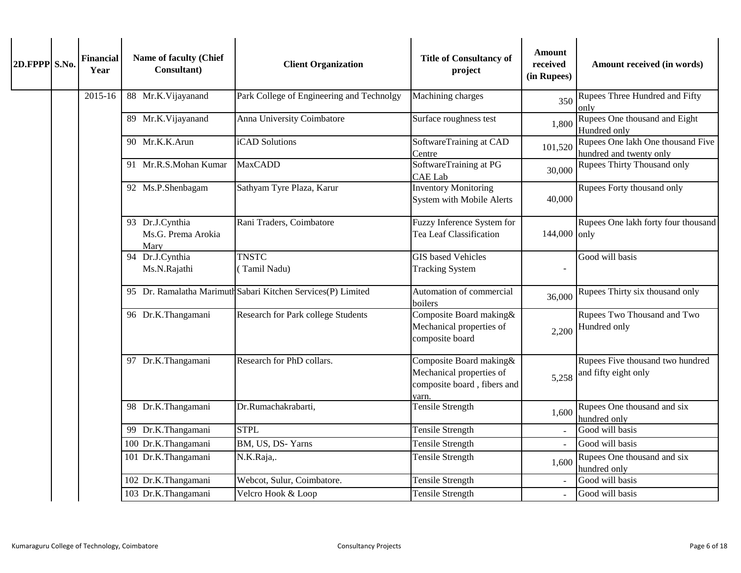| 2D.FPPP | S.No. | Financial Year | Name of faculty (Chief Consultant) | Client Organization | Title of Consultancy of project | Amount received (in Rupees) | Amount received (in words) |
|---|---|---|---|---|---|---|---|
| | | 2015-16 | 88 Mr.K.Vijayanand | Park College of Engineering and Technolgy | Machining charges | 350 | Rupees Three Hundred and Fifty only |
| | | | 89 Mr.K.Vijayanand | Anna University Coimbatore | Surface roughness test | 1,800 | Rupees One thousand and Eight Hundred only |
| | | | 90 Mr.K.K.Arun | iCAD Solutions | SoftwareTraining at CAD Centre | 101,520 | Rupees One lakh One thousand Five hundred and twenty only |
| | | | 91 Mr.R.S.Mohan Kumar | MaxCADD | SoftwareTraining at PG CAE Lab | 30,000 | Rupees Thirty Thousand only |
| | | | 92 Ms.P.Shenbagam | Sathyam Tyre Plaza, Karur | Inventory Monitoring System with Mobile Alerts | 40,000 | Rupees Forty thousand only |
| | | | 93 Dr.J.Cynthia Ms.G. Prema Arokia Mary | Rani Traders, Coimbatore | Fuzzy Inference System for Tea Leaf Classification | 144,000 | Rupees One lakh forty four thousand only |
| | | | 94 Dr.J.Cynthia Ms.N.Rajathi | TNSTC ( Tamil Nadu) | GIS based Vehicles Tracking System | - | Good will basis |
| | | | 95 Dr. Ramalatha Marimuth | Sabari Kitchen Services(P) Limited | Automation of commercial boilers | 36,000 | Rupees Thirty six thousand only |
| | | | 96 Dr.K.Thangamani | Research for Park college Students | Composite Board making& Mechanical properties of composite board | 2,200 | Rupees Two Thousand and Two Hundred only |
| | | | 97 Dr.K.Thangamani | Research for PhD collars. | Composite Board making& Mechanical properties of composite board , fibers and yarn. | 5,258 | Rupees Five thousand two hundred and fifty eight only |
| | | | 98 Dr.K.Thangamani | Dr.Rumachakrabarti, | Tensile Strength | 1,600 | Rupees One thousand and six hundred only |
| | | | 99 Dr.K.Thangamani | STPL | Tensile Strength | - | Good will basis |
| | | | 100 Dr.K.Thangamani | BM, US, DS- Yarns | Tensile Strength | - | Good will basis |
| | | | 101 Dr.K.Thangamani | N.K.Raja,. | Tensile Strength | 1,600 | Rupees One thousand and six hundred only |
| | | | 102 Dr.K.Thangamani | Webcot, Sulur, Coimbatore. | Tensile Strength | - | Good will basis |
| | | | 103 Dr.K.Thangamani | Velcro Hook & Loop | Tensile Strength | - | Good will basis |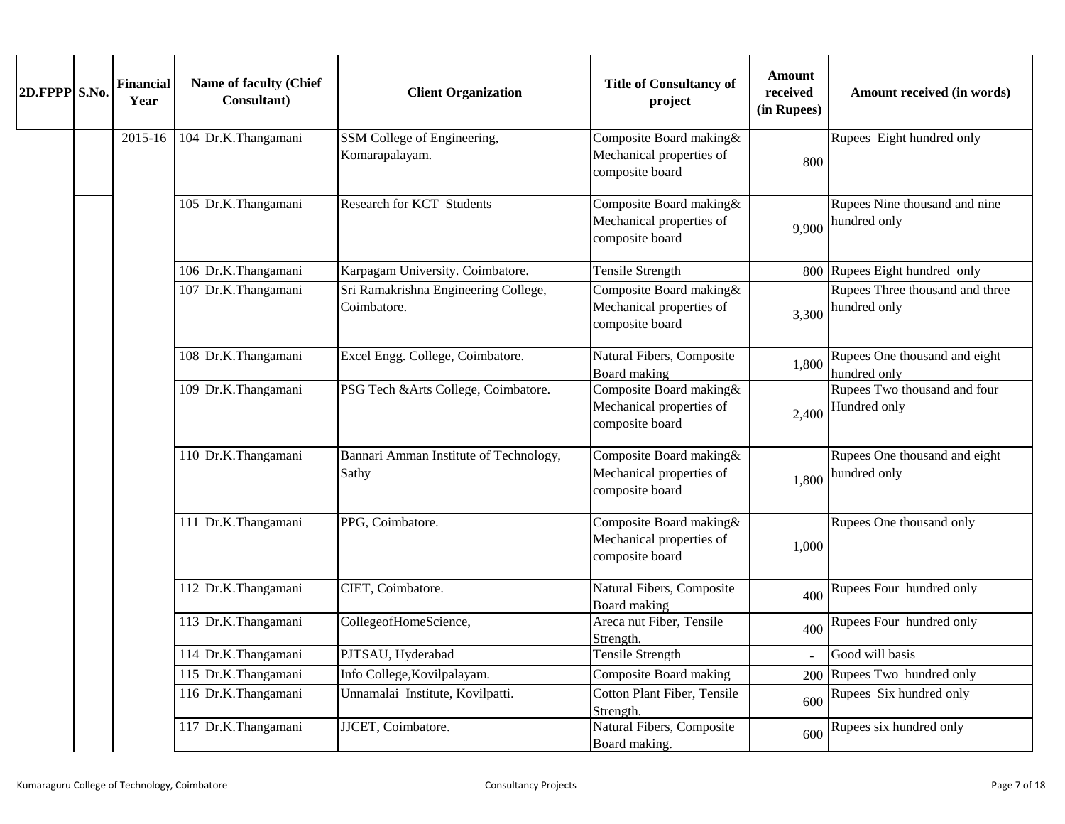| 2D.FPPP | S.No. | Financial Year | Name of faculty (Chief Consultant) | Client Organization | Title of Consultancy of project | Amount received (in Rupees) | Amount received (in words) |
|---|---|---|---|---|---|---|---|
| | | 2015-16 | 104 Dr.K.Thangamani | SSM College of Engineering, Komarapalayam. | Composite Board making& Mechanical properties of composite board | 800 | Rupees Eight hundred only |
| | | | 105 Dr.K.Thangamani | Research for KCT Students | Composite Board making& Mechanical properties of composite board | 9,900 | Rupees Nine thousand and nine hundred only |
| | | | 106 Dr.K.Thangamani | Karpagam University. Coimbatore. | Tensile Strength | 800 | Rupees Eight hundred only |
| | | | 107 Dr.K.Thangamani | Sri Ramakrishna Engineering College, Coimbatore. | Composite Board making& Mechanical properties of composite board | 3,300 | Rupees Three thousand and three hundred only |
| | | | 108 Dr.K.Thangamani | Excel Engg. College, Coimbatore. | Natural Fibers, Composite Board making | 1,800 | Rupees One thousand and eight hundred only |
| | | | 109 Dr.K.Thangamani | PSG Tech &Arts College, Coimbatore. | Composite Board making& Mechanical properties of composite board | 2,400 | Rupees Two thousand and four Hundred only |
| | | | 110 Dr.K.Thangamani | Bannari Amman Institute of Technology, Sathy | Composite Board making& Mechanical properties of composite board | 1,800 | Rupees One thousand and eight hundred only |
| | | | 111 Dr.K.Thangamani | PPG, Coimbatore. | Composite Board making& Mechanical properties of composite board | 1,000 | Rupees One thousand only |
| | | | 112 Dr.K.Thangamani | CIET, Coimbatore. | Natural Fibers, Composite Board making | 400 | Rupees Four hundred only |
| | | | 113 Dr.K.Thangamani | CollegeofHomeScience, | Areca nut Fiber, Tensile Strength. | 400 | Rupees Four hundred only |
| | | | 114 Dr.K.Thangamani | PJTSAU, Hyderabad | Tensile Strength | - | Good will basis |
| | | | 115 Dr.K.Thangamani | Info College,Kovilpalayam. | Composite Board making | 200 | Rupees Two hundred only |
| | | | 116 Dr.K.Thangamani | Unnamalai Institute, Kovilpatti. | Cotton Plant Fiber, Tensile Strength. | 600 | Rupees Six hundred only |
| | | | 117 Dr.K.Thangamani | JJCET, Coimbatore. | Natural Fibers, Composite Board making. | 600 | Rupees six hundred only |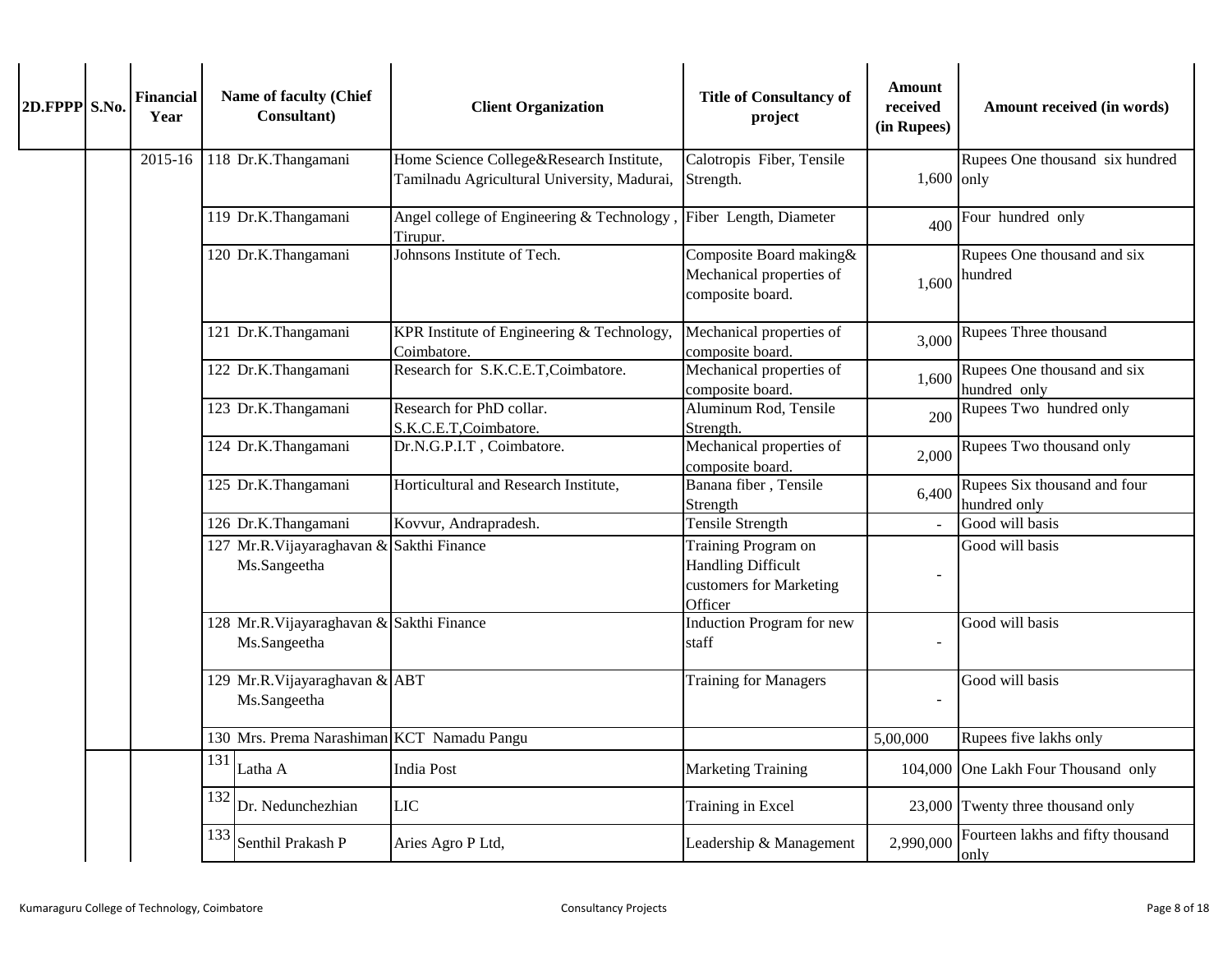| 2D.FPPP | S.No. | Financial Year | Name of faculty (Chief Consultant) | Client Organization | Title of Consultancy of project | Amount received (in Rupees) | Amount received (in words) |
|---|---|---|---|---|---|---|---|
| | | 2015-16 | 118 Dr.K.Thangamani | Home Science College&Research Institute, Tamilnadu Agricultural University, Madurai, | Calotropis Fiber, Tensile Strength. | 1,600 | Rupees One thousand six hundred only |
| | | | 119 Dr.K.Thangamani | Angel college of Engineering & Technology , Tirupur. | Fiber Length, Diameter | 400 | Four hundred only |
| | | | 120 Dr.K.Thangamani | Johnsons Institute of Tech. | Composite Board making& Mechanical properties of composite board. | 1,600 | Rupees One thousand and six hundred |
| | | | 121 Dr.K.Thangamani | KPR Institute of Engineering & Technology, Coimbatore. | Mechanical properties of composite board. | 3,000 | Rupees Three thousand |
| | | | 122 Dr.K.Thangamani | Research for S.K.C.E.T,Coimbatore. | Mechanical properties of composite board. | 1,600 | Rupees One thousand and six hundred only |
| | | | 123 Dr.K.Thangamani | Research for PhD collar. S.K.C.E.T,Coimbatore. | Aluminum Rod, Tensile Strength. | 200 | Rupees Two hundred only |
| | | | 124 Dr.K.Thangamani | Dr.N.G.P.I.T , Coimbatore. | Mechanical properties of composite board. | 2,000 | Rupees Two thousand only |
| | | | 125 Dr.K.Thangamani | Horticultural and Research Institute, | Banana fiber , Tensile Strength | 6,400 | Rupees Six thousand and four hundred only |
| | | | 126 Dr.K.Thangamani | Kovvur, Andrapradesh. | Tensile Strength | - | Good will basis |
| | | | 127 Mr.R.Vijayaraghavan & Ms.Sangeetha | Sakthi Finance | Training Program on Handling Difficult customers for Marketing Officer | - | Good will basis |
| | | | 128 Mr.R.Vijayaraghavan & Ms.Sangeetha | Sakthi Finance | Induction Program for new staff | - | Good will basis |
| | | | 129 Mr.R.Vijayaraghavan & Ms.Sangeetha | ABT | Training for Managers | - | Good will basis |
| | | | 130 Mrs. Prema Narashiman | KCT Namadu Pangu | | 5,00,000 | Rupees five lakhs only |
| | | | 131 Latha A | India Post | Marketing Training | 104,000 | One Lakh Four Thousand only |
| | | | 132 Dr. Nedunchezhian | LIC | Training in Excel | 23,000 | Twenty three thousand only |
| | | | 133 Senthil Prakash P | Aries Agro P Ltd, | Leadership & Management | 2,990,000 | Fourteen lakhs and fifty thousand only |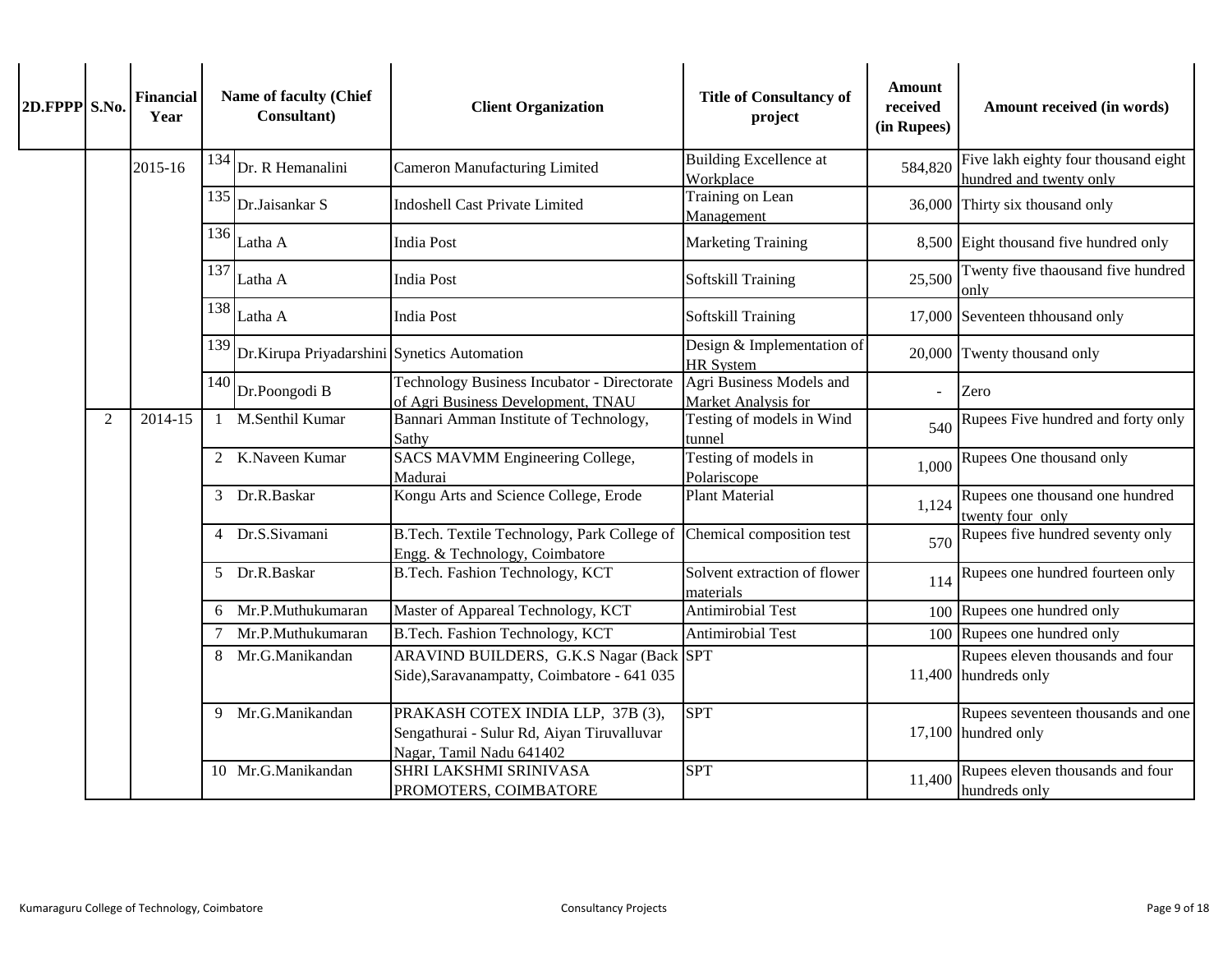| 2D.FPPP | S.No. | Financial Year | Name of faculty (Chief Consultant) | | Client Organization | Title of Consultancy of project | Amount received (in Rupees) | Amount received (in words) |
|---|---|---|---|---|---|---|---|---|
| | | 2015-16 | 134 | Dr. R Hemanalini | Cameron Manufacturing Limited | Building Excellence at Workplace | 584,820 | Five lakh eighty four thousand eight hundred and twenty only |
| | | | 135 | Dr.Jaisankar S | Indoshell Cast Private Limited | Training on Lean Management | 36,000 | Thirty six thousand only |
| | | | 136 | Latha A | India Post | Marketing Training | 8,500 | Eight thousand five hundred only |
| | | | 137 | Latha A | India Post | Softskill Training | 25,500 | Twenty five thaousand five hundred only |
| | | | 138 | Latha A | India Post | Softskill Training | 17,000 | Seventeen thhousand only |
| | | | 139 | Dr.Kirupa Priyadarshini | Synetics Automation | Design & Implementation of HR System | 20,000 | Twenty thousand only |
| | | | 140 | Dr.Poongodi B | Technology Business Incubator - Directorate of Agri Business Development, TNAU | Agri Business Models and Market Analysis for | - | Zero |
| | 2 | 2014-15 | 1 | M.Senthil Kumar | Bannari Amman Institute of Technology, Sathy | Testing of models in Wind tunnel | 540 | Rupees Five hundred and forty only |
| | | | 2 | K.Naveen Kumar | SACS MAVMM Engineering College, Madurai | Testing of models in Polariscope | 1,000 | Rupees One thousand only |
| | | | 3 | Dr.R.Baskar | Kongu Arts and Science College, Erode | Plant Material | 1,124 | Rupees one thousand one hundred twenty four only |
| | | | 4 | Dr.S.Sivamani | B.Tech. Textile Technology, Park College of Engg. & Technology, Coimbatore | Chemical composition test | 570 | Rupees five hundred seventy only |
| | | | 5 | Dr.R.Baskar | B.Tech. Fashion Technology, KCT | Solvent extraction of flower materials | 114 | Rupees one hundred fourteen only |
| | | | 6 | Mr.P.Muthukumaran | Master of Appareal Technology, KCT | Antimirobial Test | 100 | Rupees one hundred only |
| | | | 7 | Mr.P.Muthukumaran | B.Tech. Fashion Technology, KCT | Antimirobial Test | 100 | Rupees one hundred only |
| | | | 8 | Mr.G.Manikandan | ARAVIND BUILDERS, G.K.S Nagar (Back Side),Saravanampatty, Coimbatore - 641 035 | SPT | 11,400 | Rupees eleven thousands and four hundreds only |
| | | | 9 | Mr.G.Manikandan | PRAKASH COTEX INDIA LLP, 37B (3), Sengathurai - Sulur Rd, Aiyan Tiruvalluvar Nagar, Tamil Nadu 641402 | SPT | 17,100 | Rupees seventeen thousands and one hundred only |
| | | | 10 | Mr.G.Manikandan | SHRI LAKSHMI SRINIVASA PROMOTERS, COIMBATORE | SPT | 11,400 | Rupees eleven thousands and four hundreds only |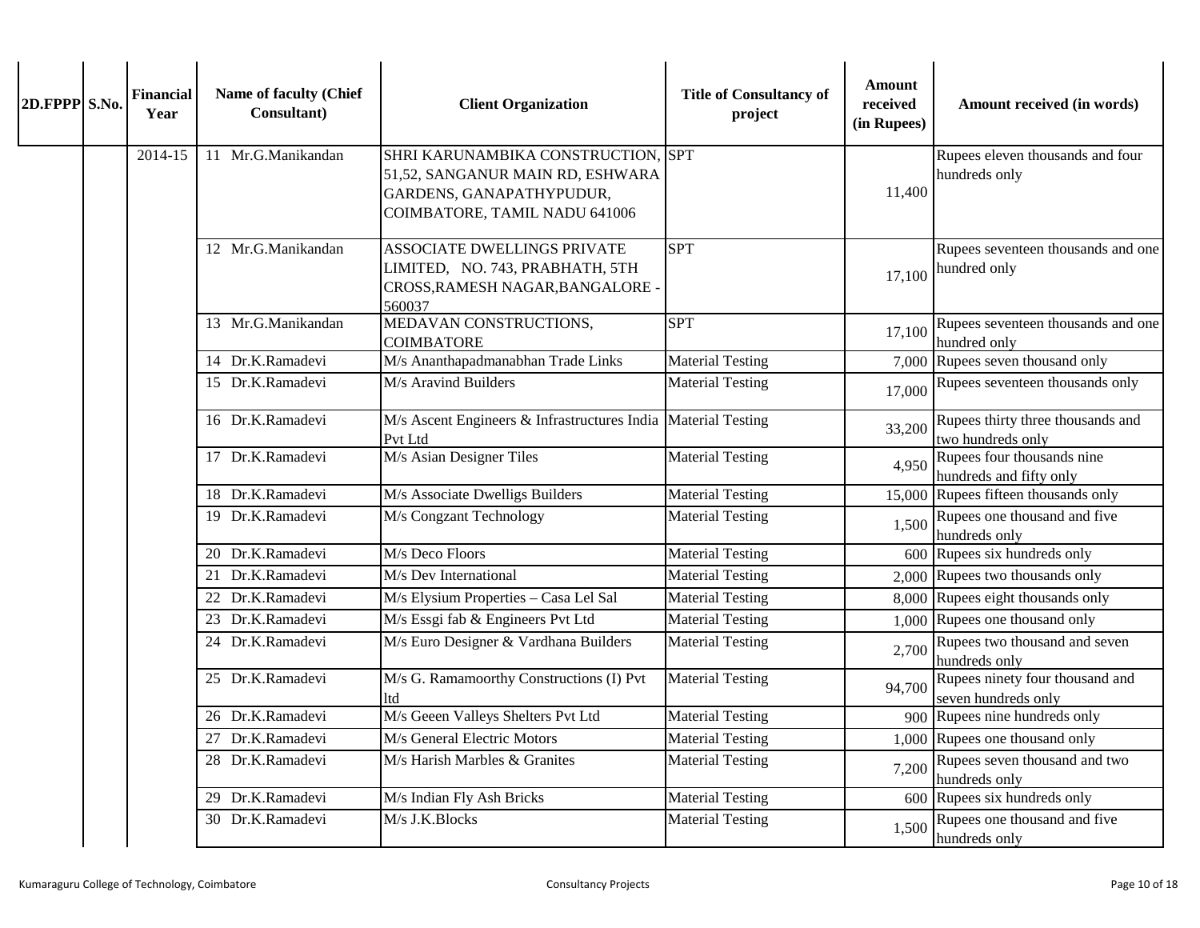| 2D.FPPP | S.No. | Financial Year | Name of faculty (Chief Consultant) | Client Organization | Title of Consultancy of project | Amount received (in Rupees) | Amount received (in words) |
|---|---|---|---|---|---|---|---|
| | | 2014-15 | 11 Mr.G.Manikandan | SHRI KARUNAMBIKA CONSTRUCTION, 51,52, SANGANUR MAIN RD, ESHWARA GARDENS, GANAPATHYPUDUR, COIMBATORE, TAMIL NADU 641006 | SPT | 11,400 | Rupees eleven thousands and four hundreds only |
| | | | 12 Mr.G.Manikandan | ASSOCIATE DWELLINGS PRIVATE LIMITED, NO. 743, PRABHATH, 5TH CROSS,RAMESH NAGAR,BANGALORE - 560037 | SPT | 17,100 | Rupees seventeen thousands and one hundred only |
| | | | 13 Mr.G.Manikandan | MEDAVAN CONSTRUCTIONS, COIMBATORE | SPT | 17,100 | Rupees seventeen thousands and one hundred only |
| | | | 14 Dr.K.Ramadevi | M/s Ananthapadmanabhan Trade Links | Material Testing | 7,000 | Rupees seven thousand only |
| | | | 15 Dr.K.Ramadevi | M/s Aravind Builders | Material Testing | 17,000 | Rupees seventeen thousands only |
| | | | 16 Dr.K.Ramadevi | M/s Ascent Engineers & Infrastructures India Pvt Ltd | Material Testing | 33,200 | Rupees thirty three thousands and two hundreds only |
| | | | 17 Dr.K.Ramadevi | M/s Asian Designer Tiles | Material Testing | 4,950 | Rupees four thousands nine hundreds and fifty only |
| | | | 18 Dr.K.Ramadevi | M/s Associate Dwelligs Builders | Material Testing | 15,000 | Rupees fifteen thousands only |
| | | | 19 Dr.K.Ramadevi | M/s Congzant Technology | Material Testing | 1,500 | Rupees one thousand and five hundreds only |
| | | | 20 Dr.K.Ramadevi | M/s Deco Floors | Material Testing | 600 | Rupees six hundreds only |
| | | | 21 Dr.K.Ramadevi | M/s Dev International | Material Testing | 2,000 | Rupees two thousands only |
| | | | 22 Dr.K.Ramadevi | M/s Elysium Properties – Casa Lel Sal | Material Testing | 8,000 | Rupees eight thousands only |
| | | | 23 Dr.K.Ramadevi | M/s Essgi fab & Engineers Pvt Ltd | Material Testing | 1,000 | Rupees one thousand only |
| | | | 24 Dr.K.Ramadevi | M/s Euro Designer & Vardhana Builders | Material Testing | 2,700 | Rupees two thousand and seven hundreds only |
| | | | 25 Dr.K.Ramadevi | M/s G. Ramamoorthy Constructions (I) Pvt ltd | Material Testing | 94,700 | Rupees ninety four thousand and seven hundreds only |
| | | | 26 Dr.K.Ramadevi | M/s Geeen Valleys Shelters Pvt Ltd | Material Testing | 900 | Rupees nine hundreds only |
| | | | 27 Dr.K.Ramadevi | M/s General Electric Motors | Material Testing | 1,000 | Rupees one thousand only |
| | | | 28 Dr.K.Ramadevi | M/s Harish Marbles & Granites | Material Testing | 7,200 | Rupees seven thousand and two hundreds only |
| | | | 29 Dr.K.Ramadevi | M/s Indian Fly Ash Bricks | Material Testing | 600 | Rupees six hundreds only |
| | | | 30 Dr.K.Ramadevi | M/s J.K.Blocks | Material Testing | 1,500 | Rupees one thousand and five hundreds only |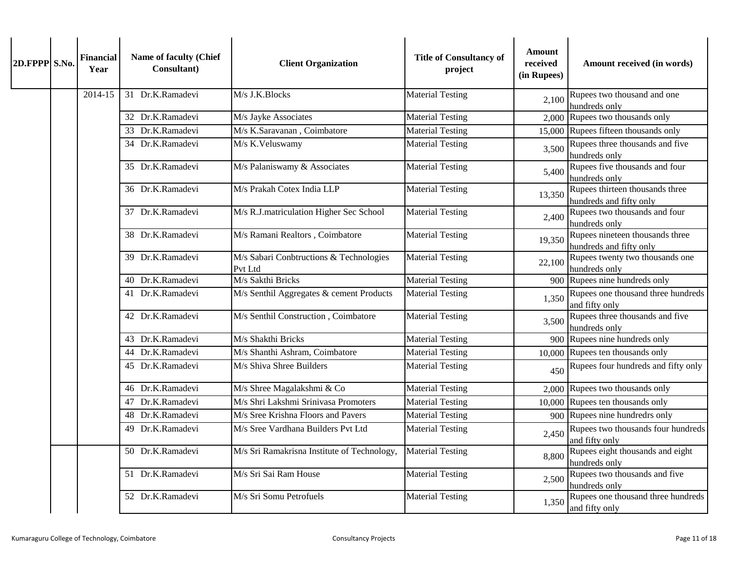| 2D.FPPP | S.No. | Financial Year | Name of faculty (Chief Consultant) | Client Organization | Title of Consultancy of project | Amount received (in Rupees) | Amount received (in words) |
|---|---|---|---|---|---|---|---|
| | | 2014-15 | 31 Dr.K.Ramadevi | M/s J.K.Blocks | Material Testing | 2,100 | Rupees two thousand and one hundreds only |
| | | | 32 Dr.K.Ramadevi | M/s Jayke Associates | Material Testing | 2,000 | Rupees two thousands only |
| | | | 33 Dr.K.Ramadevi | M/s K.Saravanan , Coimbatore | Material Testing | 15,000 | Rupees fifteen thousands only |
| | | | 34 Dr.K.Ramadevi | M/s K.Veluswamy | Material Testing | 3,500 | Rupees three thousands and five hundreds only |
| | | | 35 Dr.K.Ramadevi | M/s Palaniswamy & Associates | Material Testing | 5,400 | Rupees five thousands and four hundreds only |
| | | | 36 Dr.K.Ramadevi | M/s Prakah Cotex India LLP | Material Testing | 13,350 | Rupees thirteen thousands three hundreds and fifty only |
| | | | 37 Dr.K.Ramadevi | M/s R.J.matriculation Higher Sec School | Material Testing | 2,400 | Rupees two thousands and four hundreds only |
| | | | 38 Dr.K.Ramadevi | M/s Ramani Realtors , Coimbatore | Material Testing | 19,350 | Rupees nineteen thousands three hundreds and fifty only |
| | | | 39 Dr.K.Ramadevi | M/s Sabari Conbtructions & Technologies Pvt Ltd | Material Testing | 22,100 | Rupees twenty two thousands one hundreds only |
| | | | 40 Dr.K.Ramadevi | M/s Sakthi Bricks | Material Testing | 900 | Rupees nine hundreds only |
| | | | 41 Dr.K.Ramadevi | M/s Senthil Aggregates & cement Products | Material Testing | 1,350 | Rupees one thousand three hundreds and fifty only |
| | | | 42 Dr.K.Ramadevi | M/s Senthil Construction , Coimbatore | Material Testing | 3,500 | Rupees three thousands and five hundreds only |
| | | | 43 Dr.K.Ramadevi | M/s Shakthi Bricks | Material Testing | 900 | Rupees nine hundreds only |
| | | | 44 Dr.K.Ramadevi | M/s Shanthi Ashram, Coimbatore | Material Testing | 10,000 | Rupees ten thousands only |
| | | | 45 Dr.K.Ramadevi | M/s Shiva Shree Builders | Material Testing | 450 | Rupees four hundreds and fifty only |
| | | | 46 Dr.K.Ramadevi | M/s Shree Magalakshmi & Co | Material Testing | 2,000 | Rupees two thousands only |
| | | | 47 Dr.K.Ramadevi | M/s Shri Lakshmi Srinivasa Promoters | Material Testing | 10,000 | Rupees ten thousands only |
| | | | 48 Dr.K.Ramadevi | M/s Sree Krishna Floors and Pavers | Material Testing | 900 | Rupees nine hundredrs only |
| | | | 49 Dr.K.Ramadevi | M/s Sree Vardhana Builders Pvt Ltd | Material Testing | 2,450 | Rupees two thousands four hundreds and fifty only |
| | | | 50 Dr.K.Ramadevi | M/s Sri Ramakrisna Institute of Technology, | Material Testing | 8,800 | Rupees eight thousands and eight hundreds only |
| | | | 51 Dr.K.Ramadevi | M/s Sri Sai Ram House | Material Testing | 2,500 | Rupees two thousands and five hundreds only |
| | | | 52 Dr.K.Ramadevi | M/s Sri Somu Petrofuels | Material Testing | 1,350 | Rupees one thousand three hundreds and fifty only |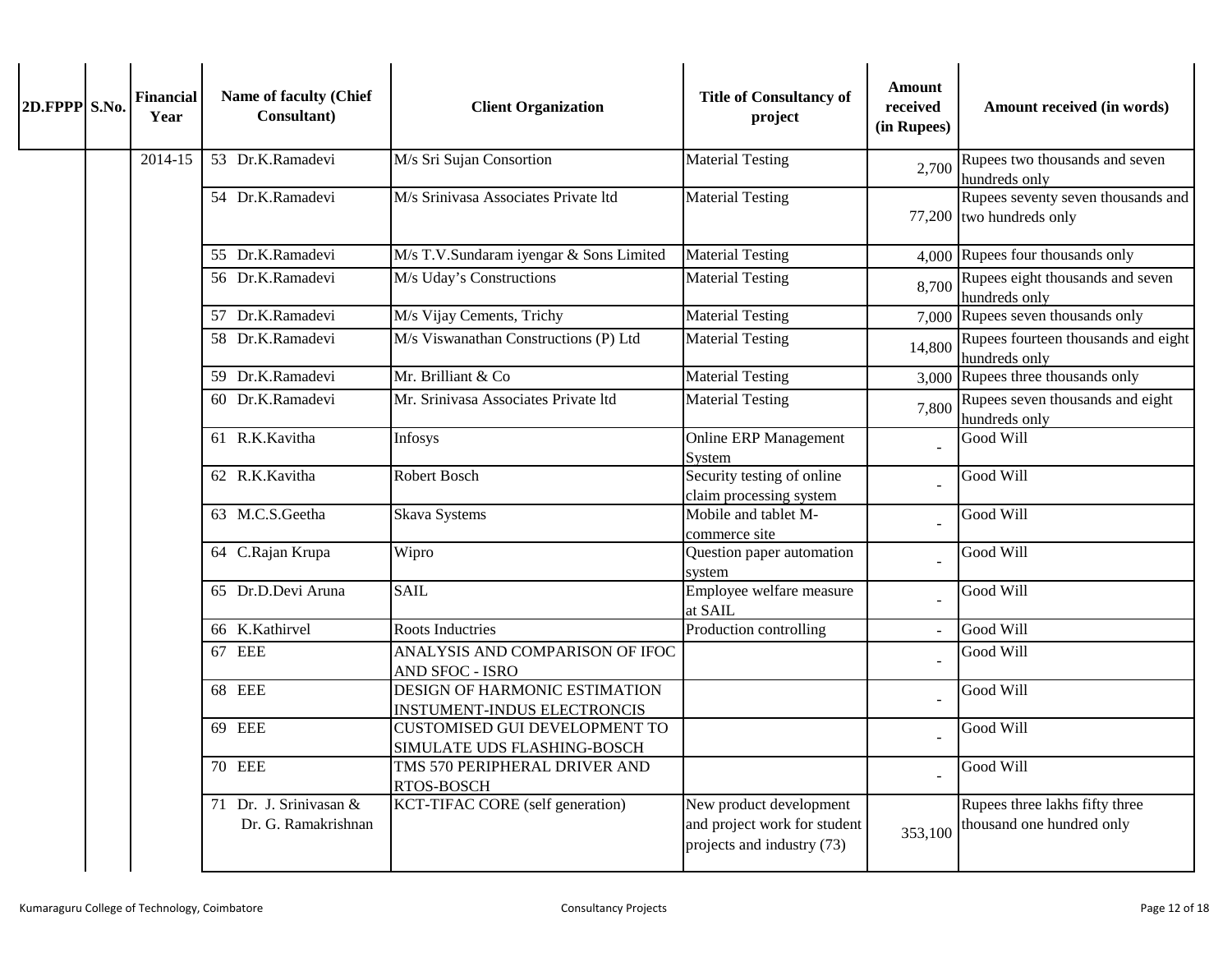| 2D.FPPP | S.No. | Financial Year | Name of faculty (Chief Consultant) | Client Organization | Title of Consultancy of project | Amount received (in Rupees) | Amount received (in words) |
|---|---|---|---|---|---|---|---|
| | | 2014-15 | 53 Dr.K.Ramadevi | M/s Sri Sujan Consortion | Material Testing | 2,700 | Rupees two thousands and seven hundreds only |
| | | | 54 Dr.K.Ramadevi | M/s Srinivasa Associates Private ltd | Material Testing | 77,200 | Rupees seventy seven thousands and two hundreds only |
| | | | 55 Dr.K.Ramadevi | M/s T.V.Sundaram iyengar & Sons Limited | Material Testing | 4,000 | Rupees four thousands only |
| | | | 56 Dr.K.Ramadevi | M/s Uday's Constructions | Material Testing | 8,700 | Rupees eight thousands and seven hundreds only |
| | | | 57 Dr.K.Ramadevi | M/s Vijay Cements, Trichy | Material Testing | 7,000 | Rupees seven thousands only |
| | | | 58 Dr.K.Ramadevi | M/s Viswanathan Constructions (P) Ltd | Material Testing | 14,800 | Rupees fourteen thousands and eight hundreds only |
| | | | 59 Dr.K.Ramadevi | Mr. Brilliant & Co | Material Testing | 3,000 | Rupees three thousands only |
| | | | 60 Dr.K.Ramadevi | Mr. Srinivasa Associates Private ltd | Material Testing | 7,800 | Rupees seven thousands and eight hundreds only |
| | | | 61 R.K.Kavitha | Infosys | Online ERP Management System | - | Good Will |
| | | | 62 R.K.Kavitha | Robert Bosch | Security testing of online claim processing system | - | Good Will |
| | | | 63 M.C.S.Geetha | Skava Systems | Mobile and tablet M-commerce site | - | Good Will |
| | | | 64 C.Rajan Krupa | Wipro | Question paper automation system | - | Good Will |
| | | | 65 Dr.D.Devi Aruna | SAIL | Employee welfare measure at SAIL | - | Good Will |
| | | | 66 K.Kathirvel | Roots Inductries | Production controlling | - | Good Will |
| | | | 67 EEE | ANALYSIS AND COMPARISON OF IFOC AND SFOC - ISRO | | - | Good Will |
| | | | 68 EEE | DESIGN OF HARMONIC ESTIMATION INSTUMENT-INDUS ELECTRONCIS | | - | Good Will |
| | | | 69 EEE | CUSTOMISED GUI DEVELOPMENT TO SIMULATE UDS FLASHING-BOSCH | | - | Good Will |
| | | | 70 EEE | TMS 570 PERIPHERAL DRIVER AND RTOS-BOSCH | | - | Good Will |
| | | | 71 Dr. J. Srinivasan & Dr. G. Ramakrishnan | KCT-TIFAC CORE (self generation) | New product development and project work for student projects and industry (73) | 353,100 | Rupees three lakhs fifty three thousand one hundred only |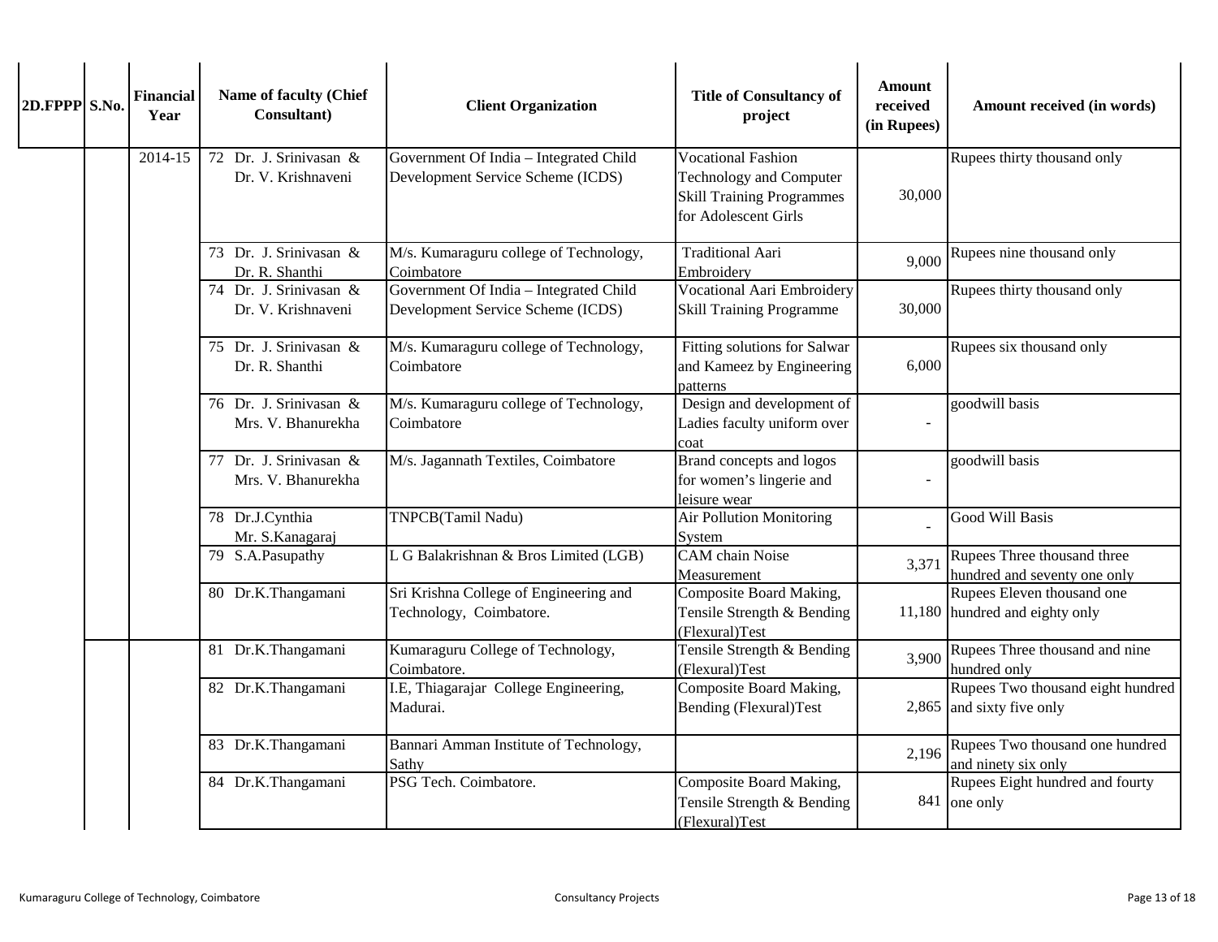| 2D.FPPP | S.No. | Financial Year | Name of faculty (Chief Consultant) | Client Organization | Title of Consultancy of project | Amount received (in Rupees) | Amount received (in words) |
|---|---|---|---|---|---|---|---|
| | | 2014-15 | 72 Dr. J. Srinivasan & Dr. V. Krishnaveni | Government Of India – Integrated Child Development Service Scheme (ICDS) | Vocational Fashion Technology and Computer Skill Training Programmes for Adolescent Girls | 30,000 | Rupees thirty thousand only |
| | | | 73 Dr. J. Srinivasan & Dr. R. Shanthi | M/s. Kumaraguru college of Technology, Coimbatore | Traditional Aari Embroidery | 9,000 | Rupees nine thousand only |
| | | | 74 Dr. J. Srinivasan & Dr. V. Krishnaveni | Government Of India – Integrated Child Development Service Scheme (ICDS) | Vocational Aari Embroidery Skill Training Programme | 30,000 | Rupees thirty thousand only |
| | | | 75 Dr. J. Srinivasan & Dr. R. Shanthi | M/s. Kumaraguru college of Technology, Coimbatore | Fitting solutions for Salwar and Kameez by Engineering patterns | 6,000 | Rupees six thousand only |
| | | | 76 Dr. J. Srinivasan & Mrs. V. Bhanurekha | M/s. Kumaraguru college of Technology, Coimbatore | Design and development of Ladies faculty uniform over coat | - | goodwill basis |
| | | | 77 Dr. J. Srinivasan & Mrs. V. Bhanurekha | M/s. Jagannath Textiles, Coimbatore | Brand concepts and logos for women's lingerie and leisure wear | - | goodwill basis |
| | | | 78 Dr.J.Cynthia Mr. S.Kanagaraj | TNPCB(Tamil Nadu) | Air Pollution Monitoring System | - | Good Will Basis |
| | | | 79 S.A.Pasupathy | L G Balakrishnan & Bros Limited (LGB) | CAM chain Noise Measurement | 3,371 | Rupees Three thousand three hundred and seventy one only |
| | | | 80 Dr.K.Thangamani | Sri Krishna College of Engineering and Technology, Coimbatore. | Composite Board Making, Tensile Strength & Bending (Flexural)Test | 11,180 | Rupees Eleven thousand one hundred and eighty only |
| | | | 81 Dr.K.Thangamani | Kumaraguru College of Technology, Coimbatore. | Tensile Strength & Bending (Flexural)Test | 3,900 | Rupees Three thousand and nine hundred only |
| | | | 82 Dr.K.Thangamani | I.E, Thiagarajar College Engineering, Madurai. | Composite Board Making, Bending (Flexural)Test | 2,865 | Rupees Two thousand eight hundred and sixty five only |
| | | | 83 Dr.K.Thangamani | Bannari Amman Institute of Technology, Sathy | | 2,196 | Rupees Two thousand one hundred and ninety six only |
| | | | 84 Dr.K.Thangamani | PSG Tech. Coimbatore. | Composite Board Making, Tensile Strength & Bending (Flexural)Test | 841 | Rupees Eight hundred and fourty one only |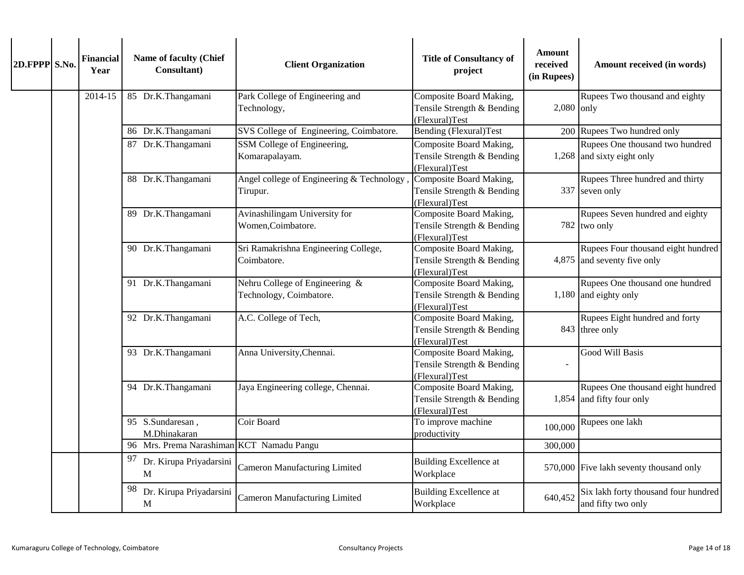| 2D.FPPP | S.No. | Financial Year | Name of faculty (Chief Consultant) | Client Organization | Title of Consultancy of project | Amount received (in Rupees) | Amount received (in words) |
|---|---|---|---|---|---|---|---|
| | | 2014-15 | 85 Dr.K.Thangamani | Park College of Engineering and Technology, | Composite Board Making, Tensile Strength & Bending (Flexural)Test | 2,080 | Rupees Two thousand and eighty only |
| | | | 86 Dr.K.Thangamani | SVS College of Engineering, Coimbatore. | Bending (Flexural)Test | 200 | Rupees Two hundred only |
| | | | 87 Dr.K.Thangamani | SSM College of Engineering, Komarapalayam. | Composite Board Making, Tensile Strength & Bending (Flexural)Test | 1,268 | Rupees One thousand two hundred and sixty eight only |
| | | | 88 Dr.K.Thangamani | Angel college of Engineering & Technology , Tirupur. | Composite Board Making, Tensile Strength & Bending (Flexural)Test | 337 | Rupees Three hundred and thirty seven only |
| | | | 89 Dr.K.Thangamani | Avinashilingam University for Women,Coimbatore. | Composite Board Making, Tensile Strength & Bending (Flexural)Test | 782 | Rupees Seven hundred and eighty two only |
| | | | 90 Dr.K.Thangamani | Sri Ramakrishna Engineering College, Coimbatore. | Composite Board Making, Tensile Strength & Bending (Flexural)Test | 4,875 | Rupees Four thousand eight hundred and seventy five only |
| | | | 91 Dr.K.Thangamani | Nehru College of Engineering & Technology, Coimbatore. | Composite Board Making, Tensile Strength & Bending (Flexural)Test | 1,180 | Rupees One thousand one hundred and eighty only |
| | | | 92 Dr.K.Thangamani | A.C. College of Tech, | Composite Board Making, Tensile Strength & Bending (Flexural)Test | 843 | Rupees Eight hundred and forty three only |
| | | | 93 Dr.K.Thangamani | Anna University,Chennai. | Composite Board Making, Tensile Strength & Bending (Flexural)Test | - | Good Will Basis |
| | | | 94 Dr.K.Thangamani | Jaya Engineering college, Chennai. | Composite Board Making, Tensile Strength & Bending (Flexural)Test | 1,854 | Rupees One thousand eight hundred and fifty four only |
| | | | 95 S.Sundaresan , M.Dhinakaran | Coir Board | To improve machine productivity | 100,000 | Rupees one lakh |
| | | | 96 Mrs. Prema Narashiman | KCT Namadu Pangu | | 300,000 | |
| | | | 97 Dr. Kirupa Priyadarsini M | Cameron Manufacturing Limited | Building Excellence at Workplace | 570,000 | Five lakh seventy thousand only |
| | | | 98 Dr. Kirupa Priyadarsini M | Cameron Manufacturing Limited | Building Excellence at Workplace | 640,452 | Six lakh forty thousand four hundred and fifty two only |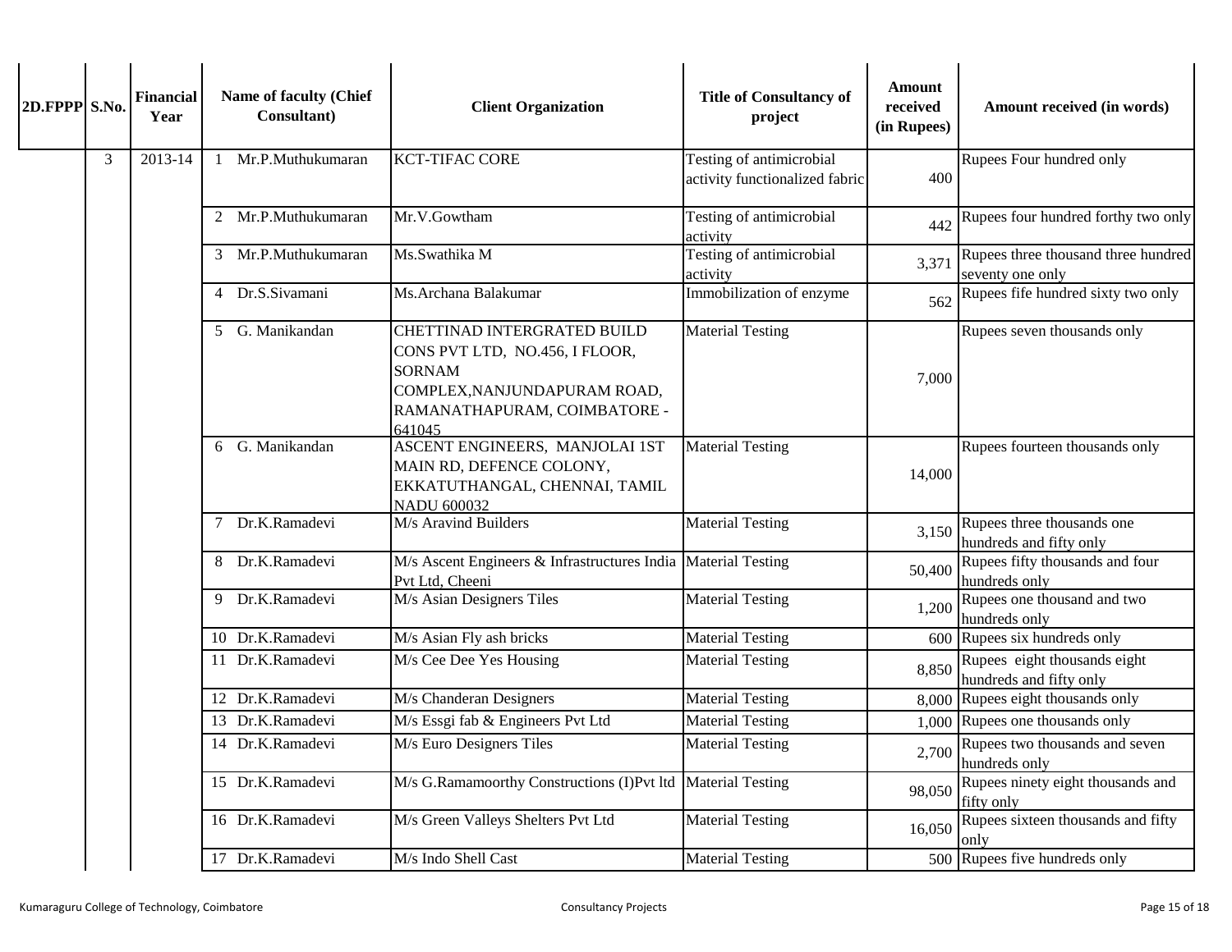| 2D.FPPP | S.No. | Financial Year | Name of faculty (Chief Consultant) | Client Organization | Title of Consultancy of project | Amount received (in Rupees) | Amount received (in words) |
|---|---|---|---|---|---|---|---|
| | 3 | 2013-14 | 1 Mr.P.Muthukumaran | KCT-TIFAC CORE | Testing of antimicrobial activity functionalized fabric | 400 | Rupees Four hundred only |
| | | | 2 Mr.P.Muthukumaran | Mr.V.Gowtham | Testing of antimicrobial activity | 442 | Rupees four hundred forthy two only |
| | | | 3 Mr.P.Muthukumaran | Ms.Swathika M | Testing of antimicrobial activity | 3,371 | Rupees three thousand three hundred seventy one only |
| | | | 4 Dr.S.Sivamani | Ms.Archana Balakumar | Immobilization of enzyme | 562 | Rupees fife hundred sixty two only |
| | | | 5 G. Manikandan | CHETTINAD INTERGRATED BUILD CONS PVT LTD, NO.456, I FLOOR, SORNAM COMPLEX,NANJUNDAPURAM ROAD, RAMANATHAPURAM, COIMBATORE - 641045 | Material Testing | 7,000 | Rupees seven thousands only |
| | | | 6 G. Manikandan | ASCENT ENGINEERS, MANJOLAI 1ST MAIN RD, DEFENCE COLONY, EKKATUTHANGAL, CHENNAI, TAMIL NADU 600032 | Material Testing | 14,000 | Rupees fourteen thousands only |
| | | | 7 Dr.K.Ramadevi | M/s Aravind Builders | Material Testing | 3,150 | Rupees three thousands one hundreds and fifty only |
| | | | 8 Dr.K.Ramadevi | M/s Ascent Engineers & Infrastructures India Pvt Ltd, Cheeni | Material Testing | 50,400 | Rupees fifty thousands and four hundreds only |
| | | | 9 Dr.K.Ramadevi | M/s Asian Designers Tiles | Material Testing | 1,200 | Rupees one thousand and two hundreds only |
| | | | 10 Dr.K.Ramadevi | M/s Asian Fly ash bricks | Material Testing | 600 | Rupees six hundreds only |
| | | | 11 Dr.K.Ramadevi | M/s Cee Dee Yes Housing | Material Testing | 8,850 | Rupees eight thousands eight hundreds and fifty only |
| | | | 12 Dr.K.Ramadevi | M/s Chanderan Designers | Material Testing | 8,000 | Rupees eight thousands only |
| | | | 13 Dr.K.Ramadevi | M/s Essgi fab & Engineers Pvt Ltd | Material Testing | 1,000 | Rupees one thousands only |
| | | | 14 Dr.K.Ramadevi | M/s Euro Designers Tiles | Material Testing | 2,700 | Rupees two thousands and seven hundreds only |
| | | | 15 Dr.K.Ramadevi | M/s G.Ramamoorthy Constructions (I)Pvt ltd | Material Testing | 98,050 | Rupees ninety eight thousands and fifty only |
| | | | 16 Dr.K.Ramadevi | M/s Green Valleys Shelters Pvt Ltd | Material Testing | 16,050 | Rupees sixteen thousands and fifty only |
| | | | 17 Dr.K.Ramadevi | M/s Indo Shell Cast | Material Testing | 500 | Rupees five hundreds only |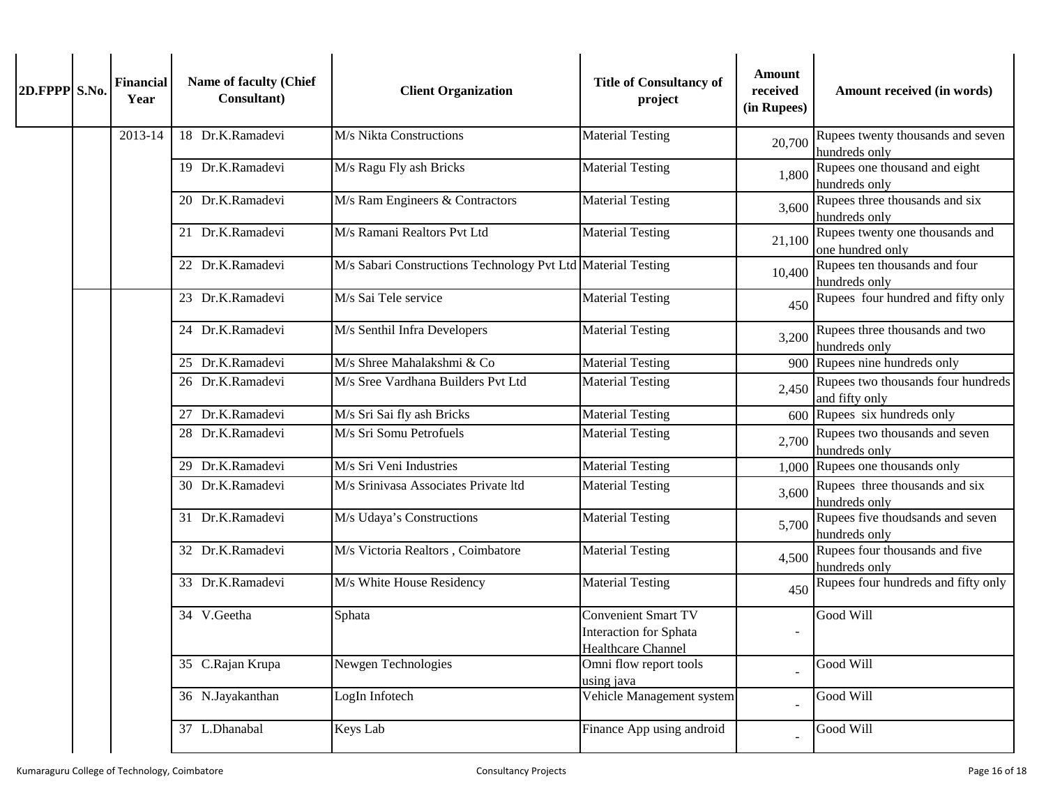| 2D.FPPP | S.No. | Financial Year | Name of faculty (Chief Consultant) | Client Organization | Title of Consultancy of project | Amount received (in Rupees) | Amount received (in words) |
|---|---|---|---|---|---|---|---|
| | | 2013-14 | 18 Dr.K.Ramadevi | M/s Nikta Constructions | Material Testing | 20,700 | Rupees twenty thousands and seven hundreds only |
| | | | 19 Dr.K.Ramadevi | M/s Ragu Fly ash Bricks | Material Testing | 1,800 | Rupees one thousand and eight hundreds only |
| | | | 20 Dr.K.Ramadevi | M/s Ram Engineers & Contractors | Material Testing | 3,600 | Rupees three thousands and six hundreds only |
| | | | 21 Dr.K.Ramadevi | M/s Ramani Realtors Pvt Ltd | Material Testing | 21,100 | Rupees twenty one thousands and one hundred only |
| | | | 22 Dr.K.Ramadevi | M/s Sabari Constructions Technology Pvt Ltd | Material Testing | 10,400 | Rupees ten thousands and four hundreds only |
| | | | 23 Dr.K.Ramadevi | M/s Sai Tele service | Material Testing | 450 | Rupees four hundred and fifty only |
| | | | 24 Dr.K.Ramadevi | M/s Senthil Infra Developers | Material Testing | 3,200 | Rupees three thousands and two hundreds only |
| | | | 25 Dr.K.Ramadevi | M/s Shree Mahalakshmi & Co | Material Testing | 900 | Rupees nine hundreds only |
| | | | 26 Dr.K.Ramadevi | M/s Sree Vardhana Builders Pvt Ltd | Material Testing | 2,450 | Rupees two thousands four hundreds and fifty only |
| | | | 27 Dr.K.Ramadevi | M/s Sri Sai fly ash Bricks | Material Testing | 600 | Rupees six hundreds only |
| | | | 28 Dr.K.Ramadevi | M/s Sri Somu Petrofuels | Material Testing | 2,700 | Rupees two thousands and seven hundreds only |
| | | | 29 Dr.K.Ramadevi | M/s Sri Veni Industries | Material Testing | 1,000 | Rupees one thousands only |
| | | | 30 Dr.K.Ramadevi | M/s Srinivasa Associates Private ltd | Material Testing | 3,600 | Rupees three thousands and six hundreds only |
| | | | 31 Dr.K.Ramadevi | M/s Udaya's Constructions | Material Testing | 5,700 | Rupees five thoudsands and seven hundreds only |
| | | | 32 Dr.K.Ramadevi | M/s Victoria Realtors , Coimbatore | Material Testing | 4,500 | Rupees four thousands and five hundreds only |
| | | | 33 Dr.K.Ramadevi | M/s White House Residency | Material Testing | 450 | Rupees four hundreds and fifty only |
| | | | 34 V.Geetha | Sphata | Convenient Smart TV Interaction for Sphata Healthcare Channel | - | Good Will |
| | | | 35 C.Rajan Krupa | Newgen Technologies | Omni flow report tools using java | - | Good Will |
| | | | 36 N.Jayakanthan | LogIn Infotech | Vehicle Management system | - | Good Will |
| | | | 37 L.Dhanabal | Keys Lab | Finance App using android | - | Good Will |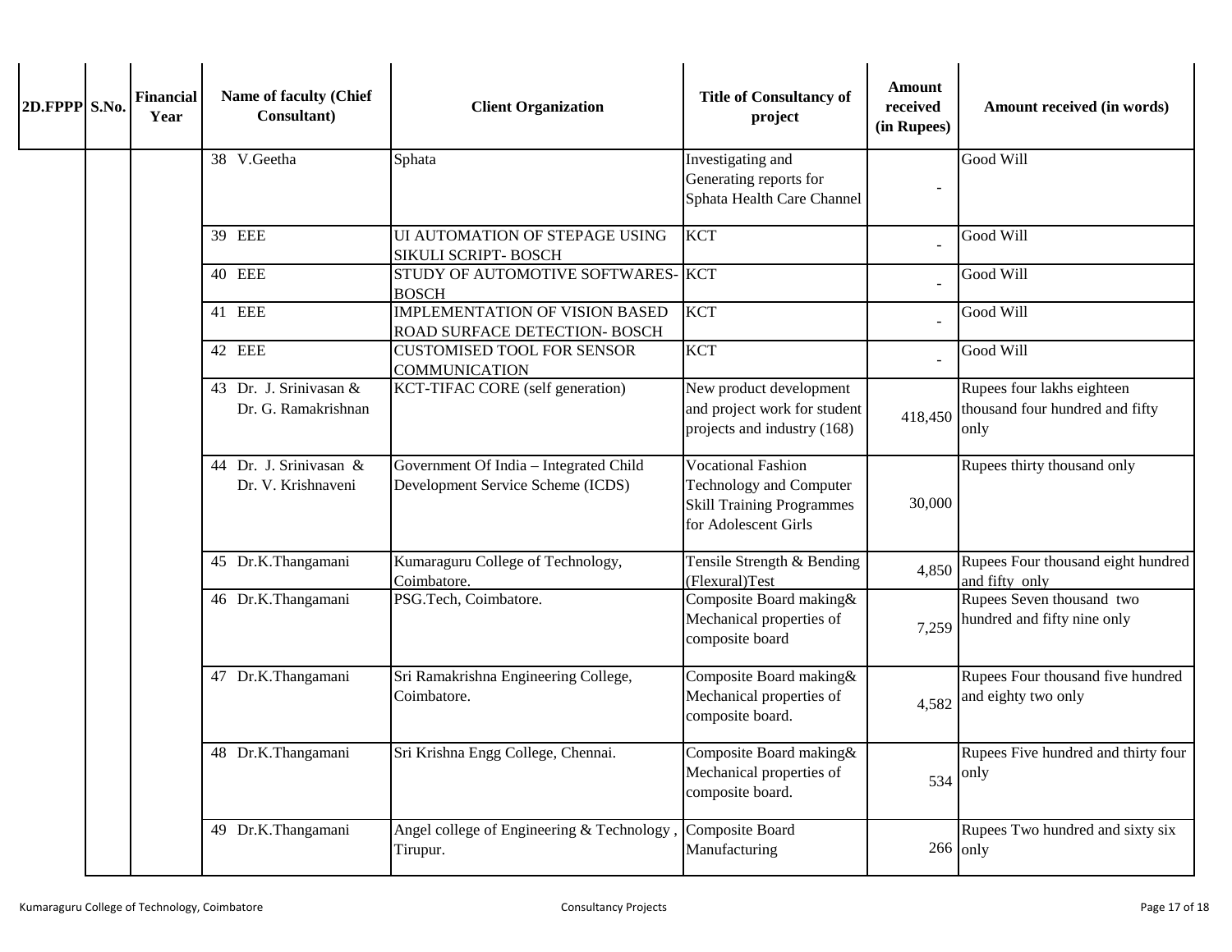| 2D.FPPP | S.No. | Financial Year | Name of faculty (Chief Consultant) | Client Organization | Title of Consultancy of project | Amount received (in Rupees) | Amount received (in words) |
|---|---|---|---|---|---|---|---|
| | | | 38 V.Geetha | Sphata | Investigating and Generating reports for Sphata Health Care Channel | - | Good Will |
| | | | 39 EEE | UI AUTOMATION OF STEPAGE USING SIKULI SCRIPT- BOSCH | KCT | - | Good Will |
| | | | 40 EEE | STUDY OF AUTOMOTIVE SOFTWARES- BOSCH | KCT | - | Good Will |
| | | | 41 EEE | IMPLEMENTATION OF VISION BASED ROAD SURFACE DETECTION- BOSCH | KCT | - | Good Will |
| | | | 42 EEE | CUSTOMISED TOOL FOR SENSOR COMMUNICATION | KCT | - | Good Will |
| | | | 43 Dr. J. Srinivasan & Dr. G. Ramakrishnan | KCT-TIFAC CORE (self generation) | New product development and project work for student projects and industry (168) | 418,450 | Rupees four lakhs eighteen thousand four hundred and fifty only |
| | | | 44 Dr. J. Srinivasan & Dr. V. Krishnaveni | Government Of India – Integrated Child Development Service Scheme (ICDS) | Vocational Fashion Technology and Computer Skill Training Programmes for Adolescent Girls | 30,000 | Rupees thirty thousand only |
| | | | 45 Dr.K.Thangamani | Kumaraguru College of Technology, Coimbatore. | Tensile Strength & Bending (Flexural)Test | 4,850 | Rupees Four thousand eight hundred and fifty only |
| | | | 46 Dr.K.Thangamani | PSG.Tech, Coimbatore. | Composite Board making& Mechanical properties of composite board | 7,259 | Rupees Seven thousand two hundred and fifty nine only |
| | | | 47 Dr.K.Thangamani | Sri Ramakrishna Engineering College, Coimbatore. | Composite Board making& Mechanical properties of composite board. | 4,582 | Rupees Four thousand five hundred and eighty two only |
| | | | 48 Dr.K.Thangamani | Sri Krishna Engg College, Chennai. | Composite Board making& Mechanical properties of composite board. | 534 | Rupees Five hundred and thirty four only |
| | | | 49 Dr.K.Thangamani | Angel college of Engineering & Technology , Tirupur. | Composite Board Manufacturing | 266 | Rupees Two hundred and sixty six only |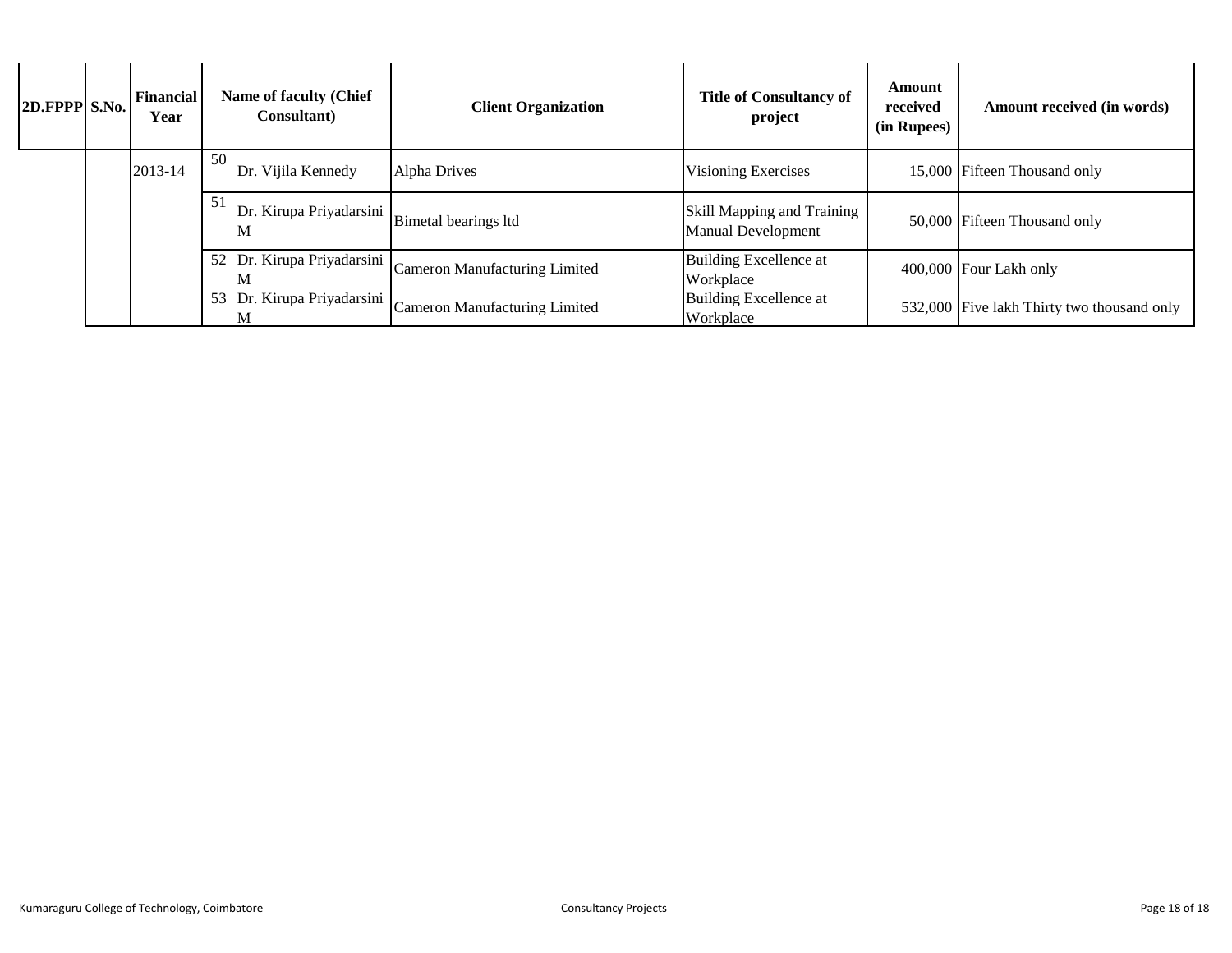| 2D.FPPP | S.No. | Financial Year | Name of faculty (Chief Consultant) | Client Organization | Title of Consultancy of project | Amount received (in Rupees) | Amount received (in words) |
|---|---|---|---|---|---|---|---|
| | | 2013-14 | 50 Dr. Vijila Kennedy | Alpha Drives | Visioning Exercises | 15,000 | Fifteen Thousand only |
| | | | 51 Dr. Kirupa Priyadarsini M | Bimetal bearings ltd | Skill Mapping and Training Manual Development | 50,000 | Fifteen Thousand only |
| | | | 52 Dr. Kirupa Priyadarsini M | Cameron Manufacturing Limited | Building Excellence at Workplace | 400,000 | Four Lakh only |
| | | | 53 Dr. Kirupa Priyadarsini M | Cameron Manufacturing Limited | Building Excellence at Workplace | 532,000 | Five lakh Thirty two thousand only |